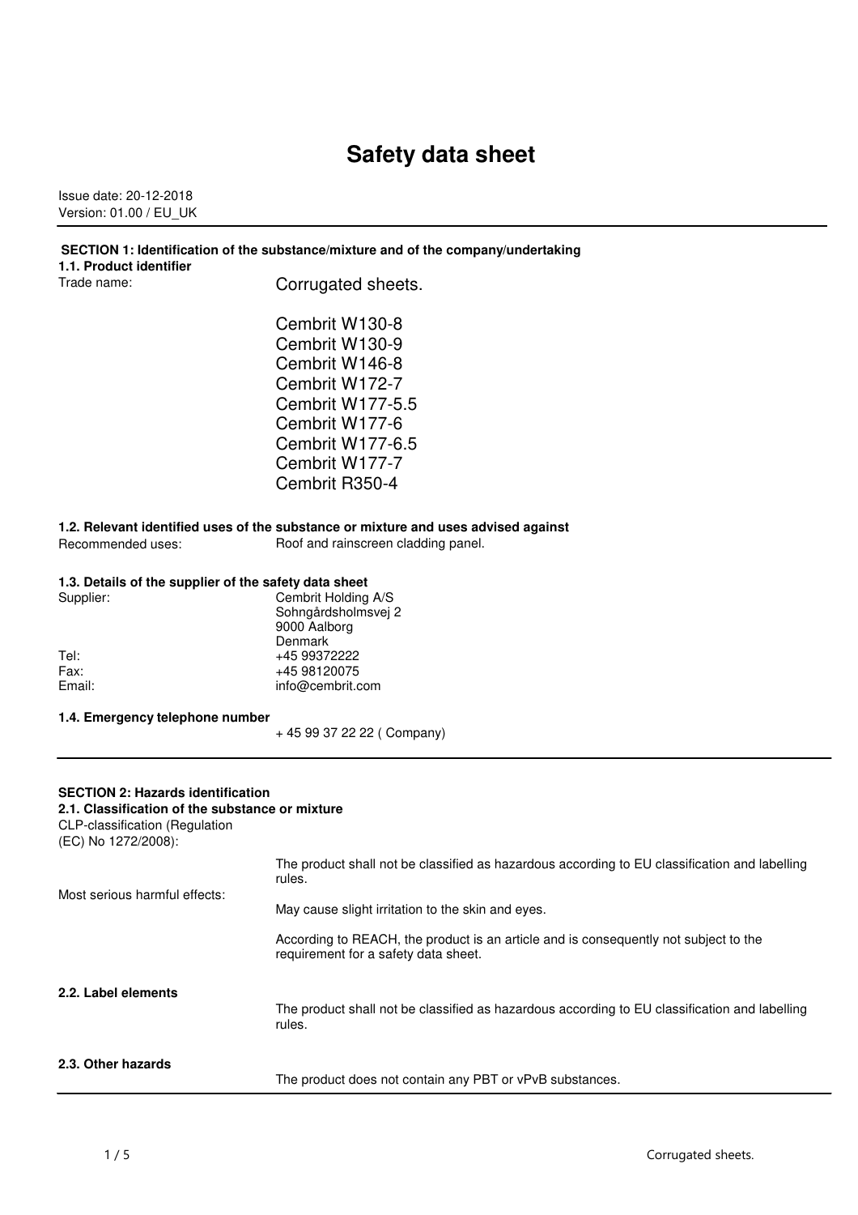# Safety data sheet

Issue date: 20-12-2018
Version: 01.00 / EU_UK

## SECTION 1: Identification of the substance/mixture and of the company/undertaking

### 1.1. Product identifier

Trade name: Corrugated sheets.

Cembrit W130-8
Cembrit W130-9
Cembrit W146-8
Cembrit W172-7
Cembrit W177-5.5
Cembrit W177-6
Cembrit W177-6.5
Cembrit W177-7
Cembrit R350-4

### 1.2. Relevant identified uses of the substance or mixture and uses advised against

Recommended uses: Roof and rainscreen cladding panel.

### 1.3. Details of the supplier of the safety data sheet

Supplier: Cembrit Holding A/S
Sohngårdsholmsvej 2
9000 Aalborg
Denmark

Tel: +45 99372222
Fax: +45 98120075
Email: info@cembrit.com

### 1.4. Emergency telephone number

+ 45 99 37 22 22 ( Company)

## SECTION 2: Hazards identification

### 2.1. Classification of the substance or mixture

CLP-classification (Regulation (EC) No 1272/2008):

The product shall not be classified as hazardous according to EU classification and labelling rules.

Most serious harmful effects:

May cause slight irritation to the skin and eyes.

According to REACH, the product is an article and is consequently not subject to the requirement for a safety data sheet.

### 2.2. Label elements

The product shall not be classified as hazardous according to EU classification and labelling rules.

### 2.3. Other hazards

The product does not contain any PBT or vPvB substances.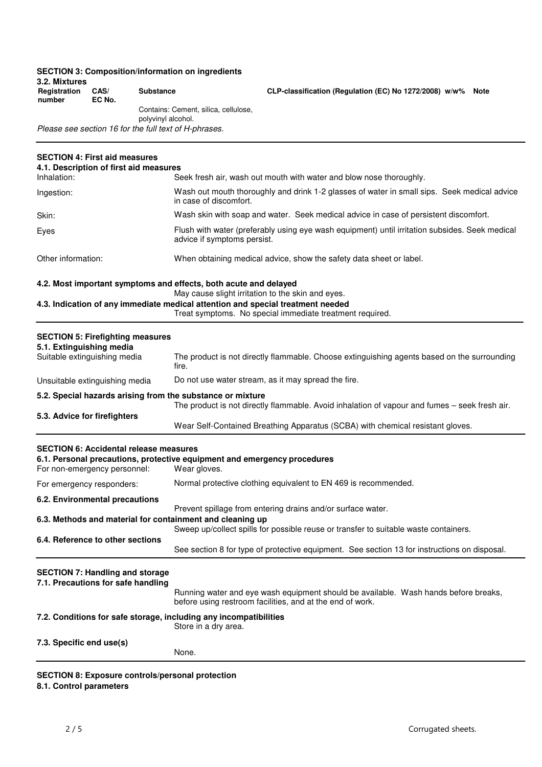## SECTION 3: Composition/information on ingredients

### 3.2. Mixtures

| Registration number | CAS/ EC No. | Substance | CLP-classification (Regulation (EC) No 1272/2008) | w/w% | Note |
|---|---|---|---|---|---|
| | | Contains: Cement, silica, cellulose, polyvinyl alcohol. | | | |

*Please see section 16 for the full text of H-phrases.*

## SECTION 4: First aid measures

### 4.1. Description of first aid measures

| | |
|---|---|
| Inhalation: | Seek fresh air, wash out mouth with water and blow nose thoroughly. |
| Ingestion: | Wash out mouth thoroughly and drink 1-2 glasses of water in small sips. Seek medical advice in case of discomfort. |
| Skin: | Wash skin with soap and water. Seek medical advice in case of persistent discomfort. |
| Eyes | Flush with water (preferably using eye wash equipment) until irritation subsides. Seek medical advice if symptoms persist. |
| Other information: | When obtaining medical advice, show the safety data sheet or label. |

### 4.2. Most important symptoms and effects, both acute and delayed

May cause slight irritation to the skin and eyes.

### 4.3. Indication of any immediate medical attention and special treatment needed

Treat symptoms. No special immediate treatment required.

## SECTION 5: Firefighting measures

### 5.1. Extinguishing media

| | |
|---|---|
| Suitable extinguishing media | The product is not directly flammable. Choose extinguishing agents based on the surrounding fire. |
| Unsuitable extinguishing media | Do not use water stream, as it may spread the fire. |

### 5.2. Special hazards arising from the substance or mixture

The product is not directly flammable. Avoid inhalation of vapour and fumes – seek fresh air.

### 5.3. Advice for firefighters

Wear Self-Contained Breathing Apparatus (SCBA) with chemical resistant gloves.

## SECTION 6: Accidental release measures

### 6.1. Personal precautions, protective equipment and emergency procedures

| | |
|---|---|
| For non-emergency personnel: | Wear gloves. |
| For emergency responders: | Normal protective clothing equivalent to EN 469 is recommended. |

### 6.2. Environmental precautions

Prevent spillage from entering drains and/or surface water.

### 6.3. Methods and material for containment and cleaning up

Sweep up/collect spills for possible reuse or transfer to suitable waste containers.

### 6.4. Reference to other sections

See section 8 for type of protective equipment. See section 13 for instructions on disposal.

## SECTION 7: Handling and storage

### 7.1. Precautions for safe handling

Running water and eye wash equipment should be available. Wash hands before breaks, before using restroom facilities, and at the end of work.

### 7.2. Conditions for safe storage, including any incompatibilities

Store in a dry area.

### 7.3. Specific end use(s)

None.

## SECTION 8: Exposure controls/personal protection

### 8.1. Control parameters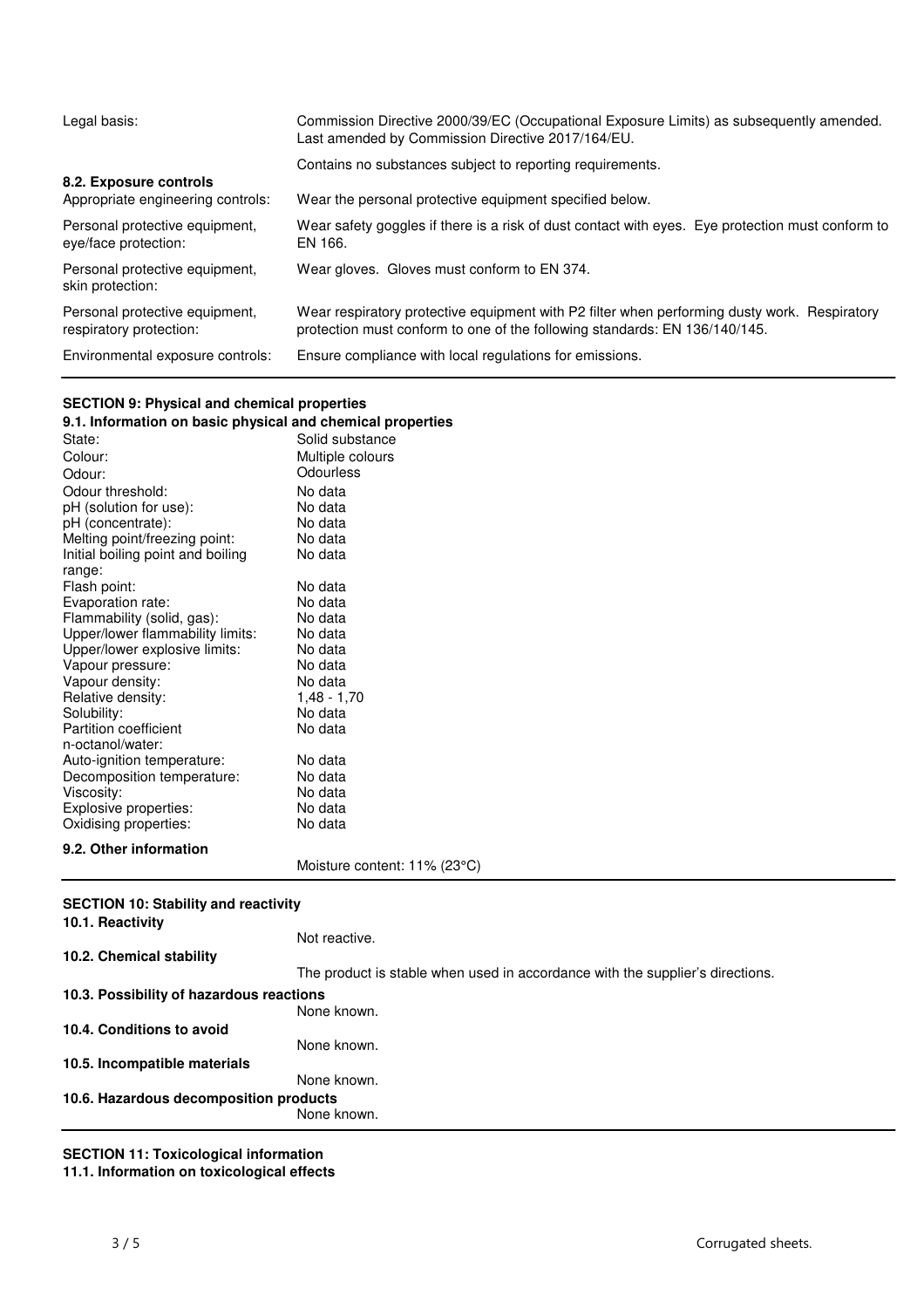| | |
|---|---|
| Legal basis: | Commission Directive 2000/39/EC (Occupational Exposure Limits) as subsequently amended. Last amended by Commission Directive 2017/164/EU. |
| | Contains no substances subject to reporting requirements. |

**8.2. Exposure controls**

| | |
|---|---|
| Appropriate engineering controls: | Wear the personal protective equipment specified below. |
| Personal protective equipment, eye/face protection: | Wear safety goggles if there is a risk of dust contact with eyes. Eye protection must conform to EN 166. |
| Personal protective equipment, skin protection: | Wear gloves. Gloves must conform to EN 374. |
| Personal protective equipment, respiratory protection: | Wear respiratory protective equipment with P2 filter when performing dusty work. Respiratory protection must conform to one of the following standards: EN 136/140/145. |
| Environmental exposure controls: | Ensure compliance with local regulations for emissions. |

## SECTION 9: Physical and chemical properties

**9.1. Information on basic physical and chemical properties**

| | |
|---|---|
| State: | Solid substance |
| Colour: | Multiple colours |
| Odour: | Odourless |
| Odour threshold: | No data |
| pH (solution for use): | No data |
| pH (concentrate): | No data |
| Melting point/freezing point: | No data |
| Initial boiling point and boiling range: | No data |
| Flash point: | No data |
| Evaporation rate: | No data |
| Flammability (solid, gas): | No data |
| Upper/lower flammability limits: | No data |
| Upper/lower explosive limits: | No data |
| Vapour pressure: | No data |
| Vapour density: | No data |
| Relative density: | 1,48 - 1,70 |
| Solubility: | No data |
| Partition coefficient n-octanol/water: | No data |
| Auto-ignition temperature: | No data |
| Decomposition temperature: | No data |
| Viscosity: | No data |
| Explosive properties: | No data |
| Oxidising properties: | No data |

**9.2. Other information**

Moisture content: 11% (23°C)

## SECTION 10: Stability and reactivity

**10.1. Reactivity**

Not reactive.

**10.2. Chemical stability**

The product is stable when used in accordance with the supplier's directions.

**10.3. Possibility of hazardous reactions**

None known.

**10.4. Conditions to avoid**

None known.

**10.5. Incompatible materials**

None known.

**10.6. Hazardous decomposition products**

None known.

## SECTION 11: Toxicological information

**11.1. Information on toxicological effects**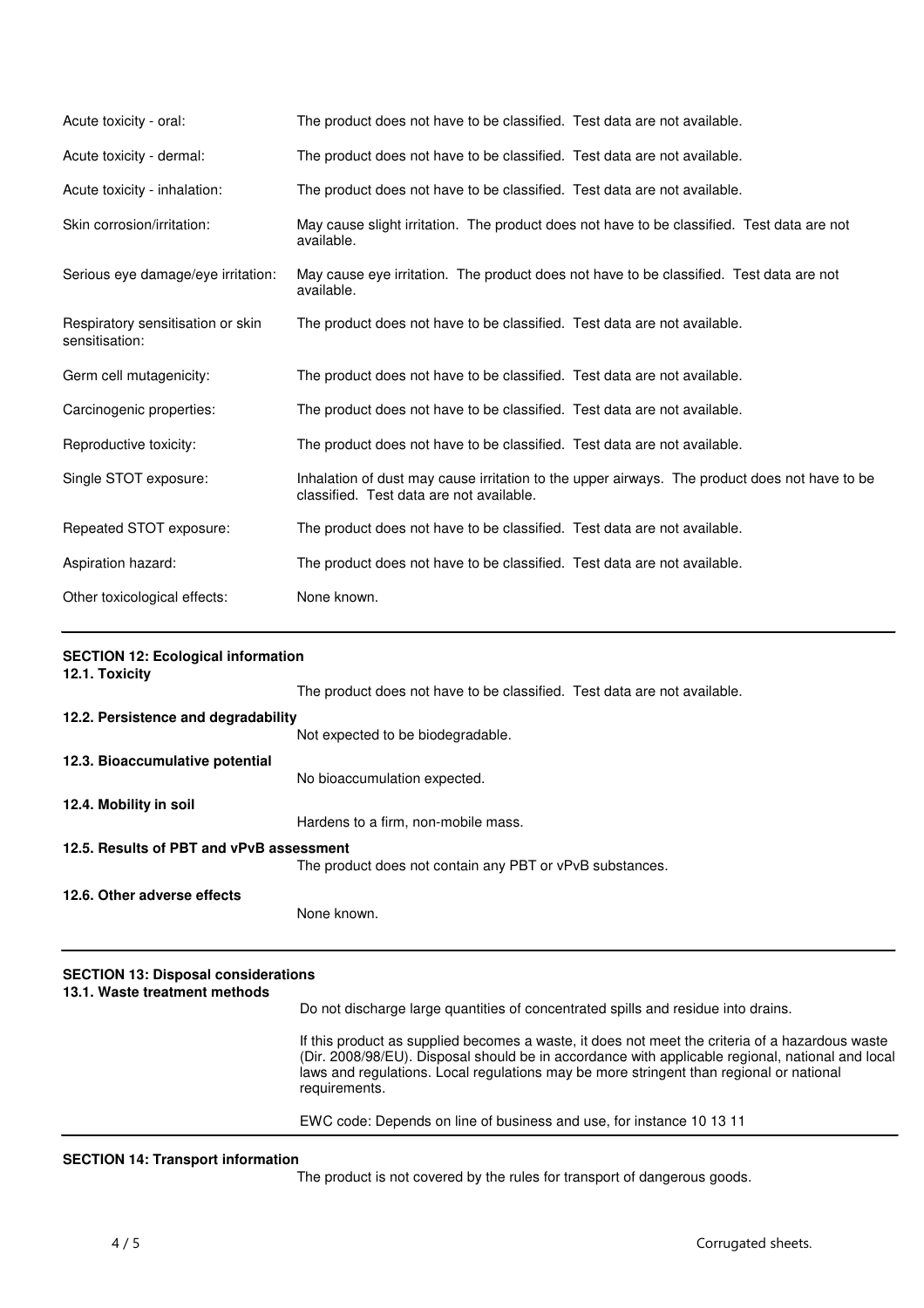| | |
|---|---|
| Acute toxicity - oral: | The product does not have to be classified. Test data are not available. |
| Acute toxicity - dermal: | The product does not have to be classified. Test data are not available. |
| Acute toxicity - inhalation: | The product does not have to be classified. Test data are not available. |
| Skin corrosion/irritation: | May cause slight irritation. The product does not have to be classified. Test data are not available. |
| Serious eye damage/eye irritation: | May cause eye irritation. The product does not have to be classified. Test data are not available. |
| Respiratory sensitisation or skin sensitisation: | The product does not have to be classified. Test data are not available. |
| Germ cell mutagenicity: | The product does not have to be classified. Test data are not available. |
| Carcinogenic properties: | The product does not have to be classified. Test data are not available. |
| Reproductive toxicity: | The product does not have to be classified. Test data are not available. |
| Single STOT exposure: | Inhalation of dust may cause irritation to the upper airways. The product does not have to be classified. Test data are not available. |
| Repeated STOT exposure: | The product does not have to be classified. Test data are not available. |
| Aspiration hazard: | The product does not have to be classified. Test data are not available. |
| Other toxicological effects: | None known. |

## SECTION 12: Ecological information

**12.1. Toxicity**

The product does not have to be classified. Test data are not available.

**12.2. Persistence and degradability**

Not expected to be biodegradable.

**12.3. Bioaccumulative potential**

No bioaccumulation expected.

**12.4. Mobility in soil**

Hardens to a firm, non-mobile mass.

**12.5. Results of PBT and vPvB assessment**

The product does not contain any PBT or vPvB substances.

**12.6. Other adverse effects**

None known.

## SECTION 13: Disposal considerations

**13.1. Waste treatment methods**

Do not discharge large quantities of concentrated spills and residue into drains.

If this product as supplied becomes a waste, it does not meet the criteria of a hazardous waste (Dir. 2008/98/EU). Disposal should be in accordance with applicable regional, national and local laws and regulations. Local regulations may be more stringent than regional or national requirements.

EWC code: Depends on line of business and use, for instance 10 13 11

## SECTION 14: Transport information

The product is not covered by the rules for transport of dangerous goods.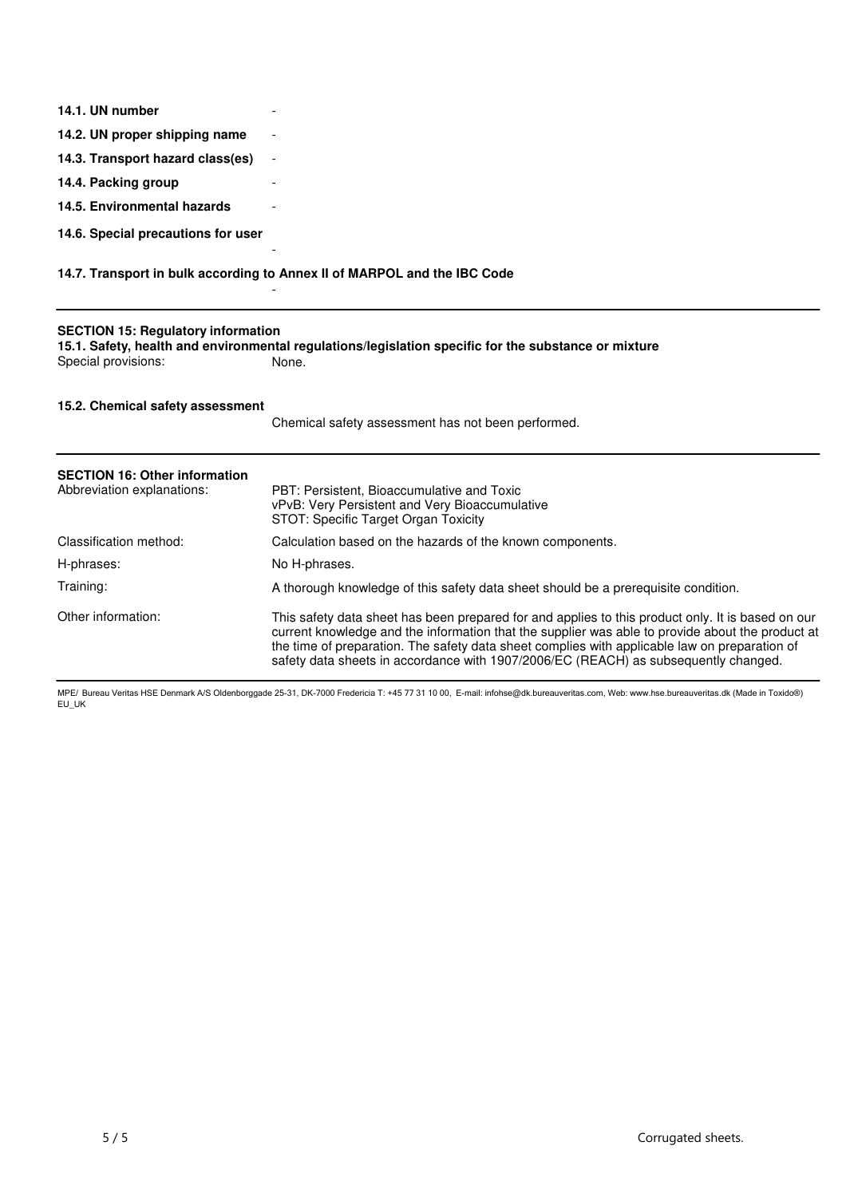**14.1. UN number** -

**14.2. UN proper shipping name** -

**14.3. Transport hazard class(es)** -

**14.4. Packing group** -

**14.5. Environmental hazards** -

**14.6. Special precautions for user**

-

**14.7. Transport in bulk according to Annex II of MARPOL and the IBC Code**

-

## SECTION 15: Regulatory information

**15.1. Safety, health and environmental regulations/legislation specific for the substance or mixture**

Special provisions: None.

**15.2. Chemical safety assessment**

Chemical safety assessment has not been performed.

## SECTION 16: Other information

Abbreviation explanations:

PBT: Persistent, Bioaccumulative and Toxic
vPvB: Very Persistent and Very Bioaccumulative
STOT: Specific Target Organ Toxicity

Classification method: Calculation based on the hazards of the known components.

H-phrases: No H-phrases.

Training: A thorough knowledge of this safety data sheet should be a prerequisite condition.

Other information: This safety data sheet has been prepared for and applies to this product only. It is based on our current knowledge and the information that the supplier was able to provide about the product at the time of preparation. The safety data sheet complies with applicable law on preparation of safety data sheets in accordance with 1907/2006/EC (REACH) as subsequently changed.

MPE/ Bureau Veritas HSE Denmark A/S Oldenborggade 25-31, DK-7000 Fredericia T: +45 77 31 10 00, E-mail: infohse@dk.bureauveritas.com, Web: www.hse.bureauveritas.dk (Made in Toxido®) EU_UK